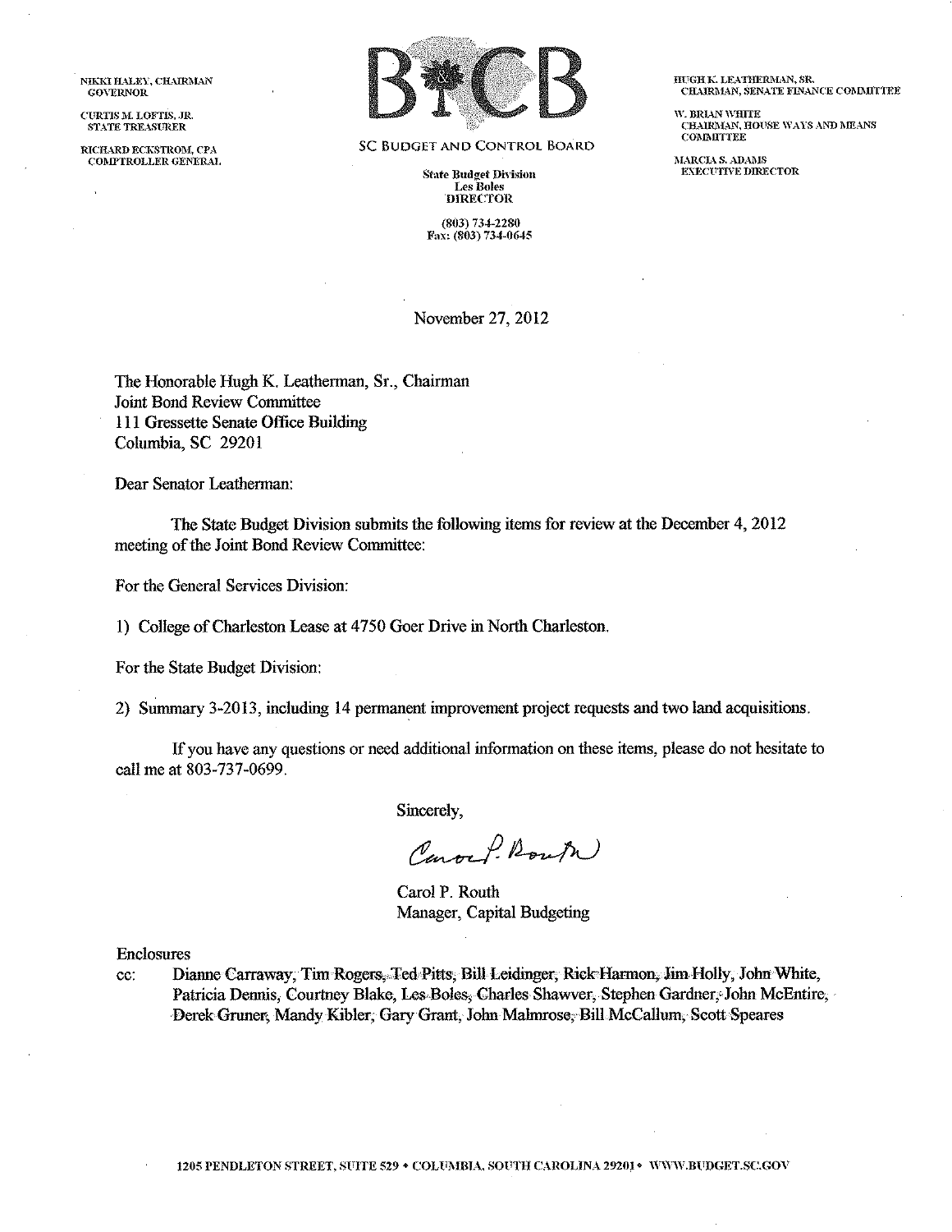NIKKI HALEY, CHAIRMAN
GOVERNOR

CURTIS M. LOFTIS, JR.
STATE TREASURER

RICHARD ECKSTROM, CPA
COMPTROLLER GENERAL

**BCB**

SC BUDGET AND CONTROL BOARD

**State Budget Division**
**Les Boles**
**DIRECTOR**

(803) 734-2280
Fax: (803) 734-0645

HUGH K. LEATHERMAN, SR.
CHAIRMAN, SENATE FINANCE COMMITTEE

W. BRIAN WHITE
CHAIRMAN, HOUSE WAYS AND MEANS COMMITTEE

MARCIA S. ADAMS
EXECUTIVE DIRECTOR

November 27, 2012

The Honorable Hugh K. Leatherman, Sr., Chairman
Joint Bond Review Committee
111 Gressette Senate Office Building
Columbia, SC 29201

Dear Senator Leatherman:

The State Budget Division submits the following items for review at the December 4, 2012 meeting of the Joint Bond Review Committee:

For the General Services Division:

1) College of Charleston Lease at 4750 Goer Drive in North Charleston.

For the State Budget Division:

2) Summary 3-2013, including 14 permanent improvement project requests and two land acquisitions.

If you have any questions or need additional information on these items, please do not hesitate to call me at 803-737-0699.

Sincerely,

Carol P. Routh
Manager, Capital Budgeting

Enclosures

cc: Dianne Carraway, Tim Rogers, Ted Pitts, Bill Leidinger, Rick Harmon, Jim Holly, John White, Patricia Dennis, Courtney Blake, Les Boles, Charles Shawver, Stephen Gardner, John McEntire, Derek Gruner, Mandy Kibler, Gary Grant, John Malmrose, Bill McCallum, Scott Speares

1205 PENDLETON STREET, SUITE 529 • COLUMBIA, SOUTH CAROLINA 29201 • WWW.BUDGET.SC.GOV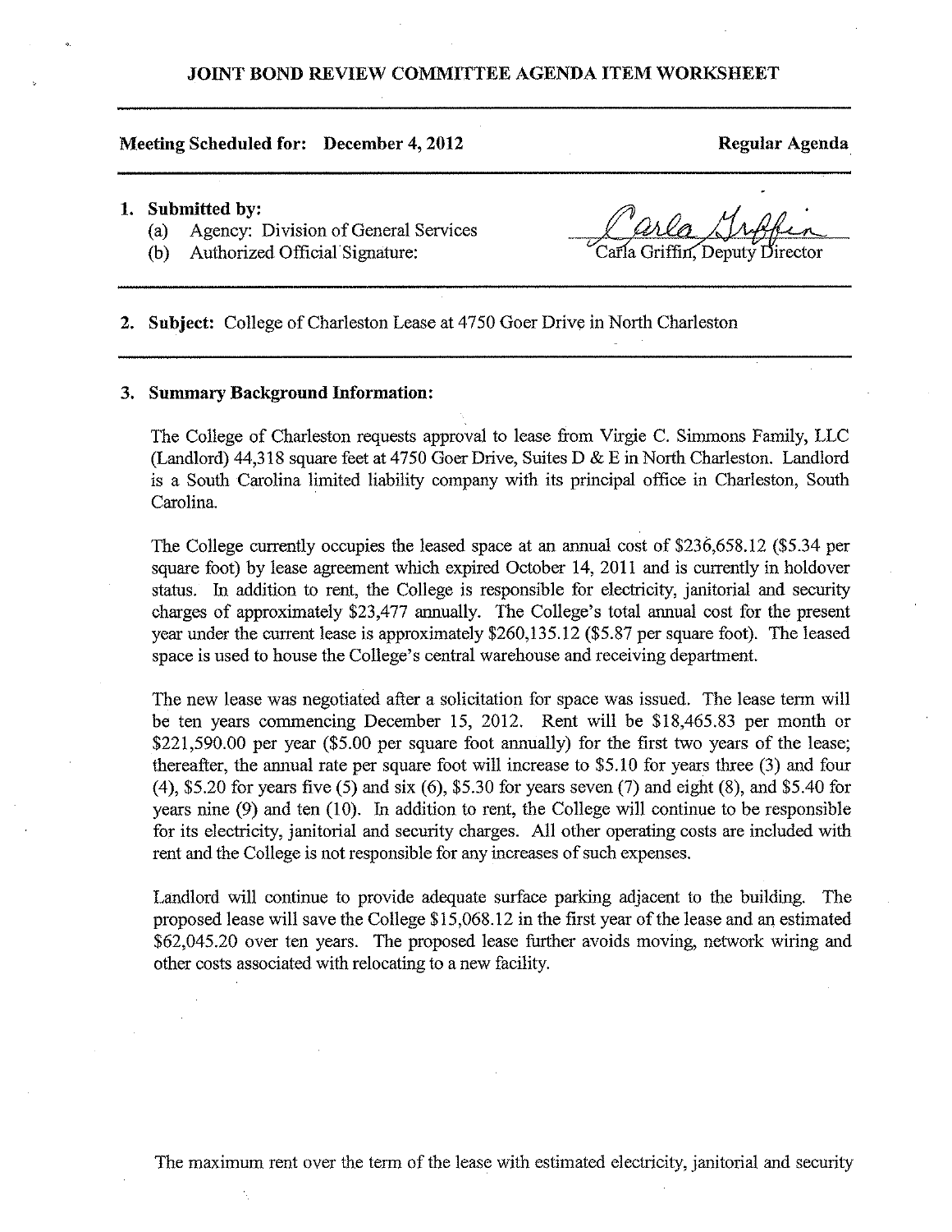## JOINT BOND REVIEW COMMITTEE AGENDA ITEM WORKSHEET

**Meeting Scheduled for: December 4, 2012** **Regular Agenda**

1. **Submitted by:**
   (a) Agency: Division of General Services
   (b) Authorized Official Signature: Carla Griffin, Deputy Director

2. **Subject:** College of Charleston Lease at 4750 Goer Drive in North Charleston

3. **Summary Background Information:**

The College of Charleston requests approval to lease from Virgie C. Simmons Family, LLC (Landlord) 44,318 square feet at 4750 Goer Drive, Suites D & E in North Charleston. Landlord is a South Carolina limited liability company with its principal office in Charleston, South Carolina.

The College currently occupies the leased space at an annual cost of $236,658.12 ($5.34 per square foot) by lease agreement which expired October 14, 2011 and is currently in holdover status. In addition to rent, the College is responsible for electricity, janitorial and security charges of approximately $23,477 annually. The College's total annual cost for the present year under the current lease is approximately $260,135.12 ($5.87 per square foot). The leased space is used to house the College's central warehouse and receiving department.

The new lease was negotiated after a solicitation for space was issued. The lease term will be ten years commencing December 15, 2012. Rent will be $18,465.83 per month or $221,590.00 per year ($5.00 per square foot annually) for the first two years of the lease; thereafter, the annual rate per square foot will increase to $5.10 for years three (3) and four (4), $5.20 for years five (5) and six (6), $5.30 for years seven (7) and eight (8), and $5.40 for years nine (9) and ten (10). In addition to rent, the College will continue to be responsible for its electricity, janitorial and security charges. All other operating costs are included with rent and the College is not responsible for any increases of such expenses.

Landlord will continue to provide adequate surface parking adjacent to the building. The proposed lease will save the College $15,068.12 in the first year of the lease and an estimated $62,045.20 over ten years. The proposed lease further avoids moving, network wiring and other costs associated with relocating to a new facility.

The maximum rent over the term of the lease with estimated electricity, janitorial and security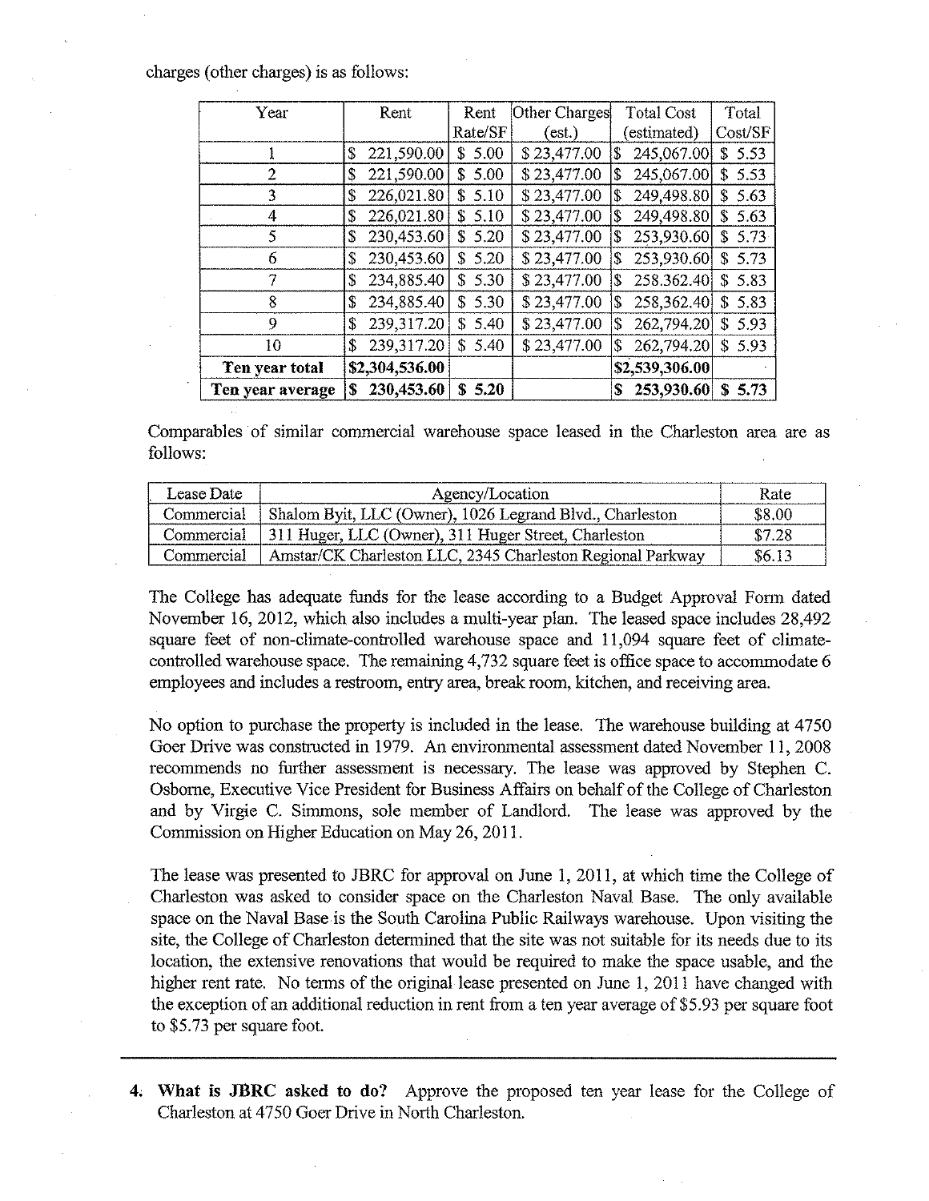charges (other charges) is as follows:

| Year | Rent | Rent Rate/SF | Other Charges (est.) | Total Cost (estimated) | Total Cost/SF |
|---|---|---|---|---|---|
| 1 | $ 221,590.00 | $ 5.00 | $ 23,477.00 | $ 245,067.00 | $ 5.53 |
| 2 | $ 221,590.00 | $ 5.00 | $ 23,477.00 | $ 245,067.00 | $ 5.53 |
| 3 | $ 226,021.80 | $ 5.10 | $ 23,477.00 | $ 249,498.80 | $ 5.63 |
| 4 | $ 226,021.80 | $ 5.10 | $ 23,477.00 | $ 249,498.80 | $ 5.63 |
| 5 | $ 230,453.60 | $ 5.20 | $ 23,477.00 | $ 253,930.60 | $ 5.73 |
| 6 | $ 230,453.60 | $ 5.20 | $ 23,477.00 | $ 253,930.60 | $ 5.73 |
| 7 | $ 234,885.40 | $ 5.30 | $ 23,477.00 | $ 258.362.40 | $ 5.83 |
| 8 | $ 234,885.40 | $ 5.30 | $ 23,477.00 | $ 258,362.40 | $ 5.83 |
| 9 | $ 239,317.20 | $ 5.40 | $ 23,477.00 | $ 262,794.20 | $ 5.93 |
| 10 | $ 239,317.20 | $ 5.40 | $ 23,477.00 | $ 262,794.20 | $ 5.93 |
| **Ten year total** | **$2,304,536.00** | | | **$2,539,306.00** | |
| **Ten year average** | **$ 230,453.60** | **$ 5.20** | | **$ 253,930.60** | **$ 5.73** |

Comparables of similar commercial warehouse space leased in the Charleston area are as follows:

| Lease Date | Agency/Location | Rate |
|---|---|---|
| Commercial | Shalom Byit, LLC (Owner), 1026 Legrand Blvd., Charleston | $8.00 |
| Commercial | 311 Huger, LLC (Owner), 311 Huger Street, Charleston | $7.28 |
| Commercial | Amstar/CK Charleston LLC, 2345 Charleston Regional Parkway | $6.13 |

The College has adequate funds for the lease according to a Budget Approval Form dated November 16, 2012, which also includes a multi-year plan. The leased space includes 28,492 square feet of non-climate-controlled warehouse space and 11,094 square feet of climate-controlled warehouse space. The remaining 4,732 square feet is office space to accommodate 6 employees and includes a restroom, entry area, break room, kitchen, and receiving area.

No option to purchase the property is included in the lease. The warehouse building at 4750 Goer Drive was constructed in 1979. An environmental assessment dated November 11, 2008 recommends no further assessment is necessary. The lease was approved by Stephen C. Osborne, Executive Vice President for Business Affairs on behalf of the College of Charleston and by Virgie C. Simmons, sole member of Landlord. The lease was approved by the Commission on Higher Education on May 26, 2011.

The lease was presented to JBRC for approval on June 1, 2011, at which time the College of Charleston was asked to consider space on the Charleston Naval Base. The only available space on the Naval Base is the South Carolina Public Railways warehouse. Upon visiting the site, the College of Charleston determined that the site was not suitable for its needs due to its location, the extensive renovations that would be required to make the space usable, and the higher rent rate. No terms of the original lease presented on June 1, 2011 have changed with the exception of an additional reduction in rent from a ten year average of $5.93 per square foot to $5.73 per square foot.

---

4. **What is JBRC asked to do?** Approve the proposed ten year lease for the College of Charleston at 4750 Goer Drive in North Charleston.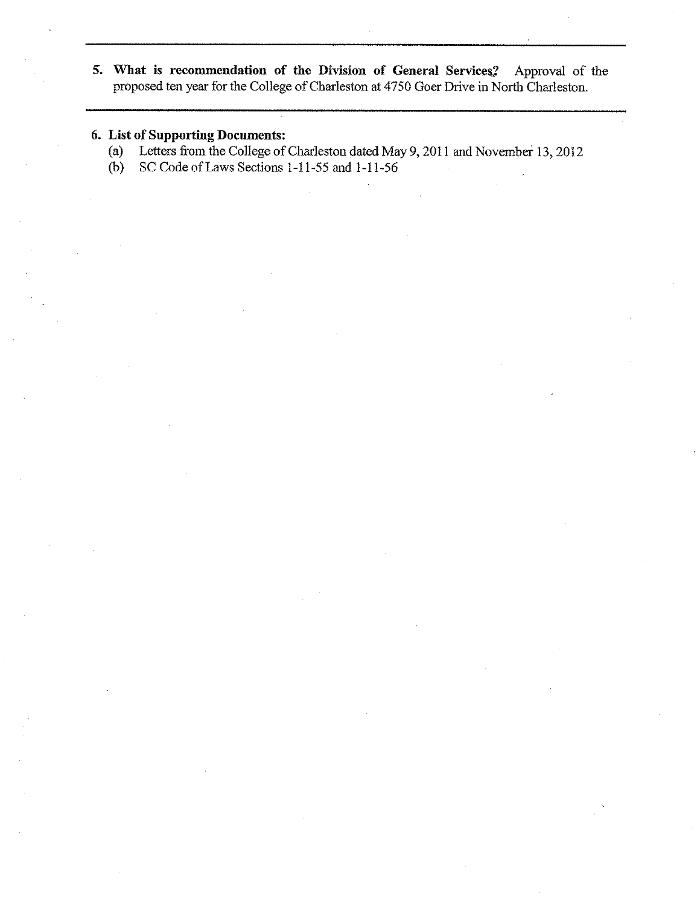---

**5. What is recommendation of the Division of General Services?** Approval of the proposed ten year for the College of Charleston at 4750 Goer Drive in North Charleston.

---

**6. List of Supporting Documents:**

(a) Letters from the College of Charleston dated May 9, 2011 and November 13, 2012

(b) SC Code of Laws Sections 1-11-55 and 1-11-56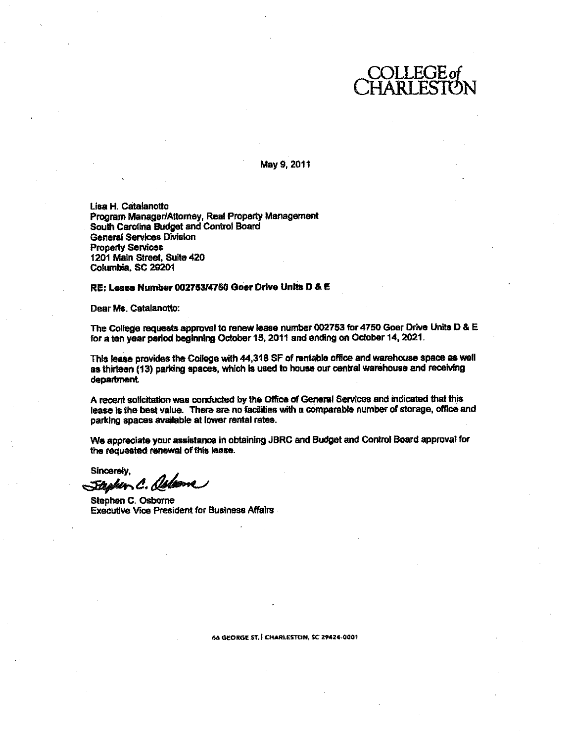COLLEGE of CHARLESTON

May 9, 2011

Lisa H. Catalanotto
Program Manager/Attorney, Real Property Management
South Carolina Budget and Control Board
General Services Division
Property Services
1201 Main Street, Suite 420
Columbia, SC 29201

**RE: Lease Number 002753/4750 Goer Drive Units D & E**

Dear Ms. Catalanotto:

The College requests approval to renew lease number 002753 for 4750 Goer Drive Units D & E for a ten year period beginning October 15, 2011 and ending on October 14, 2021.

This lease provides the College with 44,318 SF of rentable office and warehouse space as well as thirteen (13) parking spaces, which is used to house our central warehouse and receiving department.

A recent solicitation was conducted by the Office of General Services and indicated that this lease is the best value. There are no facilities with a comparable number of storage, office and parking spaces available at lower rental rates.

We appreciate your assistance in obtaining JBRC and Budget and Control Board approval for the requested renewal of this lease.

Sincerely,

Stephen C. Osborne

Stephen C. Osborne
Executive Vice President for Business Affairs

66 GEORGE ST. | CHARLESTON, SC 29424-0001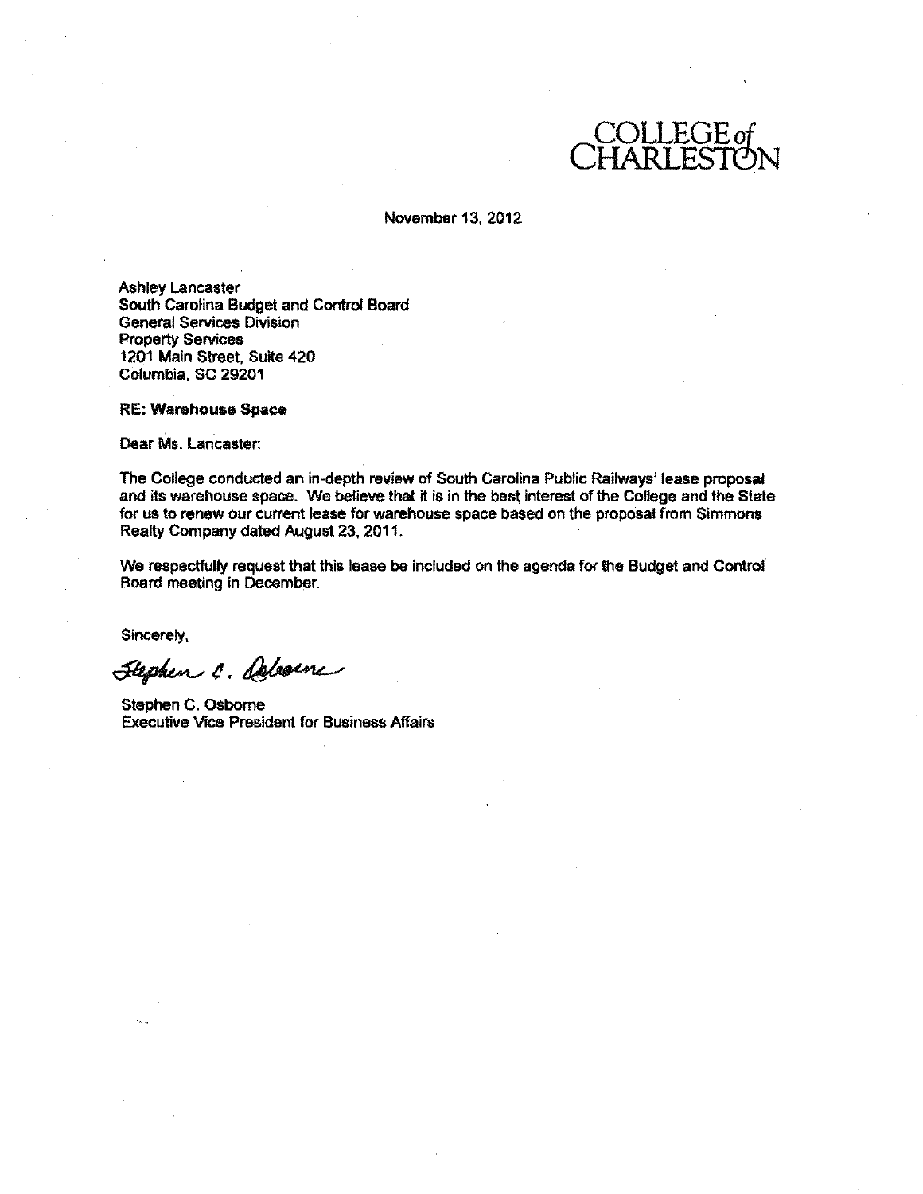COLLEGE of CHARLESTON

November 13, 2012

Ashley Lancaster
South Carolina Budget and Control Board
General Services Division
Property Services
1201 Main Street, Suite 420
Columbia, SC 29201

**RE: Warehouse Space**

Dear Ms. Lancaster:

The College conducted an in-depth review of South Carolina Public Railways' lease proposal and its warehouse space. We believe that it is in the best interest of the College and the State for us to renew our current lease for warehouse space based on the proposal from Simmons Realty Company dated August 23, 2011.

We respectfully request that this lease be included on the agenda for the Budget and Control Board meeting in December.

Sincerely,

Stephen C. Osborne

Stephen C. Osborne
Executive Vice President for Business Affairs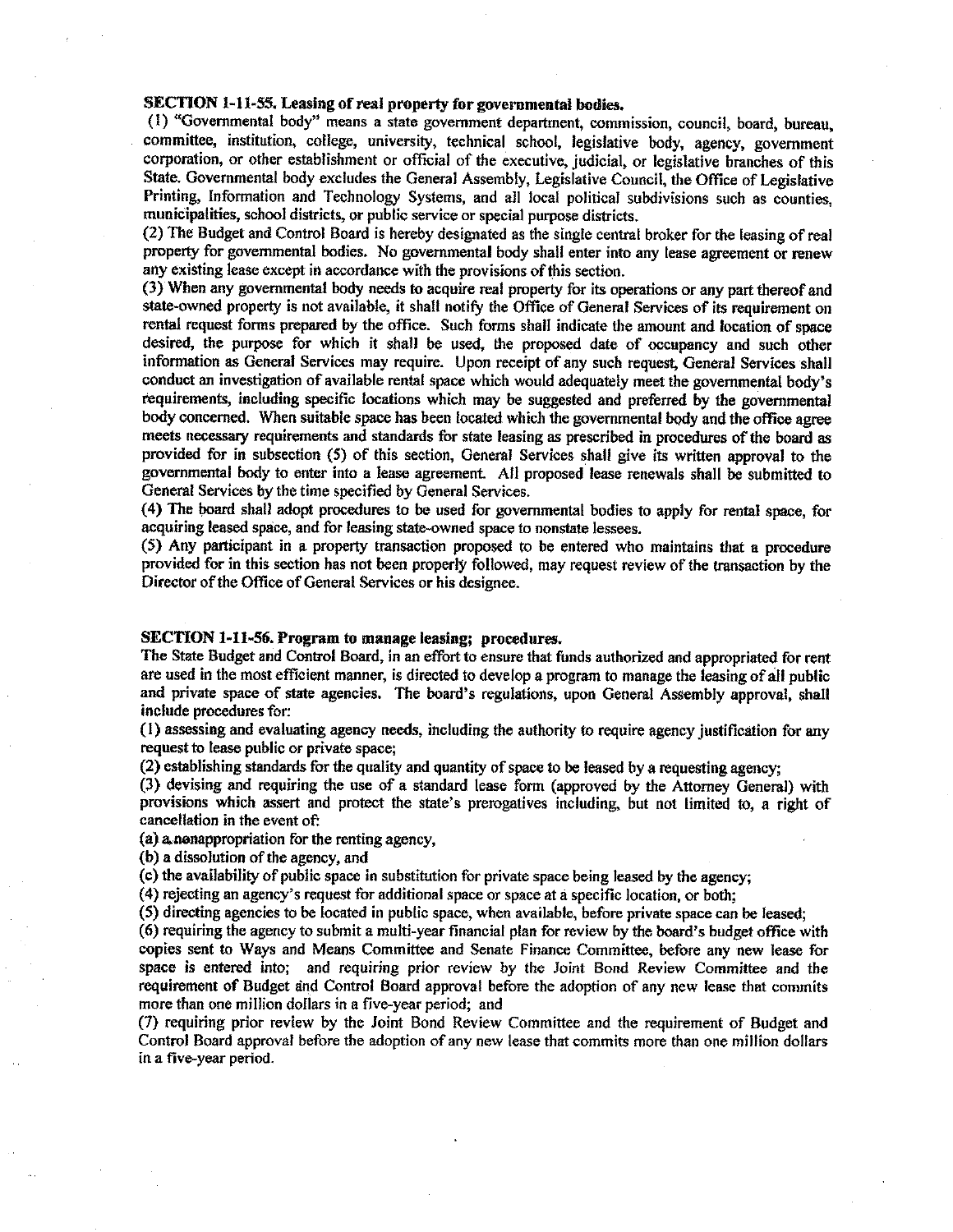**SECTION 1-11-55. Leasing of real property for governmental bodies.**

(1) "Governmental body" means a state government department, commission, council, board, bureau, committee, institution, college, university, technical school, legislative body, agency, government corporation, or other establishment or official of the executive, judicial, or legislative branches of this State. Governmental body excludes the General Assembly, Legislative Council, the Office of Legislative Printing, Information and Technology Systems, and all local political subdivisions such as counties, municipalities, school districts, or public service or special purpose districts.

(2) The Budget and Control Board is hereby designated as the single central broker for the leasing of real property for governmental bodies. No governmental body shall enter into any lease agreement or renew any existing lease except in accordance with the provisions of this section.

(3) When any governmental body needs to acquire real property for its operations or any part thereof and state-owned property is not available, it shall notify the Office of General Services of its requirement on rental request forms prepared by the office. Such forms shall indicate the amount and location of space desired, the purpose for which it shall be used, the proposed date of occupancy and such other information as General Services may require. Upon receipt of any such request, General Services shall conduct an investigation of available rental space which would adequately meet the governmental body's requirements, including specific locations which may be suggested and preferred by the governmental body concerned. When suitable space has been located which the governmental body and the office agree meets necessary requirements and standards for state leasing as prescribed in procedures of the board as provided for in subsection (5) of this section, General Services shall give its written approval to the governmental body to enter into a lease agreement. All proposed lease renewals shall be submitted to General Services by the time specified by General Services.

(4) The board shall adopt procedures to be used for governmental bodies to apply for rental space, for acquiring leased space, and for leasing state-owned space to nonstate lessees.

(5) Any participant in a property transaction proposed to be entered who maintains that a procedure provided for in this section has not been properly followed, may request review of the transaction by the Director of the Office of General Services or his designee.

**SECTION 1-11-56. Program to manage leasing; procedures.**

The State Budget and Control Board, in an effort to ensure that funds authorized and appropriated for rent are used in the most efficient manner, is directed to develop a program to manage the leasing of all public and private space of state agencies. The board's regulations, upon General Assembly approval, shall include procedures for:

(1) assessing and evaluating agency needs, including the authority to require agency justification for any request to lease public or private space;

(2) establishing standards for the quality and quantity of space to be leased by a requesting agency;

(3) devising and requiring the use of a standard lease form (approved by the Attorney General) with provisions which assert and protect the state's prerogatives including, but not limited to, a right of cancellation in the event of:

(a) a nonappropriation for the renting agency,

(b) a dissolution of the agency, and

(c) the availability of public space in substitution for private space being leased by the agency;

(4) rejecting an agency's request for additional space or space at a specific location, or both;

(5) directing agencies to be located in public space, when available, before private space can be leased;

(6) requiring the agency to submit a multi-year financial plan for review by the board's budget office with copies sent to Ways and Means Committee and Senate Finance Committee, before any new lease for space is entered into; and requiring prior review by the Joint Bond Review Committee and the requirement of Budget and Control Board approval before the adoption of any new lease that commits more than one million dollars in a five-year period; and

(7) requiring prior review by the Joint Bond Review Committee and the requirement of Budget and Control Board approval before the adoption of any new lease that commits more than one million dollars in a five-year period.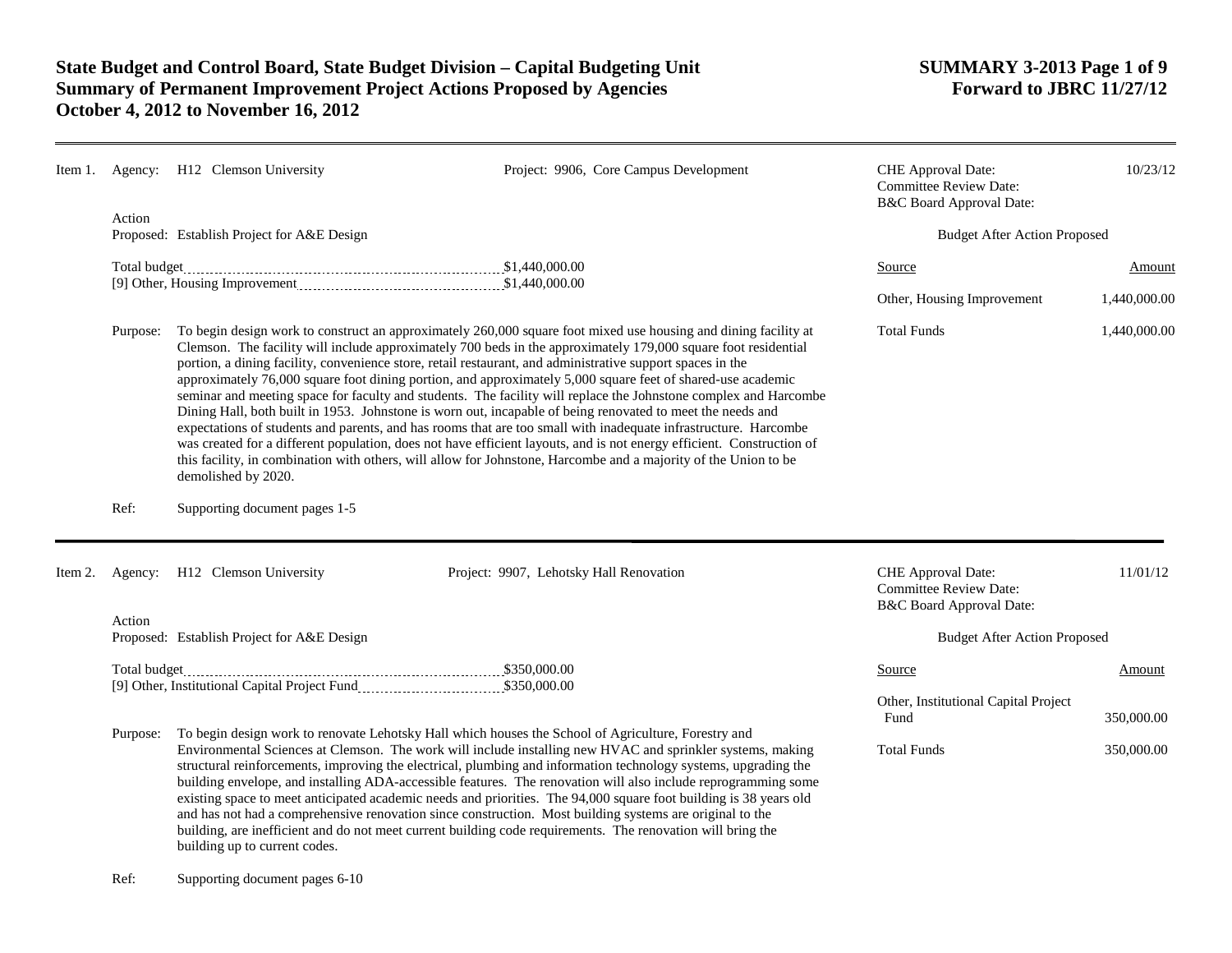# State Budget and Control Board, State Budget Division – Capital Budgeting Unit
## Summary of Permanent Improvement Project Actions Proposed by Agencies
## October 4, 2012 to November 16, 2012

**SUMMARY 3-2013**
**Forward to JBRC 11/27/12**

---

**Item 1.** Agency: H12 Clemson University — Project: 9906, Core Campus Development

CHE Approval Date: 10/23/12
Committee Review Date:
B&C Board Approval Date:

Action Proposed: Establish Project for A&E Design

Total budget: $1,440,000.00
[9] Other, Housing Improvement: $1,440,000.00

**Budget After Action Proposed**

| Source | Amount |
|---|---|
| Other, Housing Improvement | 1,440,000.00 |
| Total Funds | 1,440,000.00 |

Purpose: To begin design work to construct an approximately 260,000 square foot mixed use housing and dining facility at Clemson. The facility will include approximately 700 beds in the approximately 179,000 square foot residential portion, a dining facility, convenience store, retail restaurant, and administrative support spaces in the approximately 76,000 square foot dining portion, and approximately 5,000 square feet of shared-use academic seminar and meeting space for faculty and students. The facility will replace the Johnstone complex and Harcombe Dining Hall, both built in 1953. Johnstone is worn out, incapable of being renovated to meet the needs and expectations of students and parents, and has rooms that are too small with inadequate infrastructure. Harcombe was created for a different population, does not have efficient layouts, and is not energy efficient. Construction of this facility, in combination with others, will allow for Johnstone, Harcombe and a majority of the Union to be demolished by 2020.

Ref: Supporting document pages 1-5

---

**Item 2.** Agency: H12 Clemson University — Project: 9907, Lehotsky Hall Renovation

CHE Approval Date: 11/01/12
Committee Review Date:
B&C Board Approval Date:

Action Proposed: Establish Project for A&E Design

Total budget: $350,000.00
[9] Other, Institutional Capital Project Fund: $350,000.00

**Budget After Action Proposed**

| Source | Amount |
|---|---|
| Other, Institutional Capital Project Fund | 350,000.00 |
| Total Funds | 350,000.00 |

Purpose: To begin design work to renovate Lehotsky Hall which houses the School of Agriculture, Forestry and Environmental Sciences at Clemson. The work will include installing new HVAC and sprinkler systems, making structural reinforcements, improving the electrical, plumbing and information technology systems, upgrading the building envelope, and installing ADA-accessible features. The renovation will also include reprogramming some existing space to meet anticipated academic needs and priorities. The 94,000 square foot building is 38 years old and has not had a comprehensive renovation since construction. Most building systems are original to the building, are inefficient and do not meet current building code requirements. The renovation will bring the building up to current codes.

Ref: Supporting document pages 6-10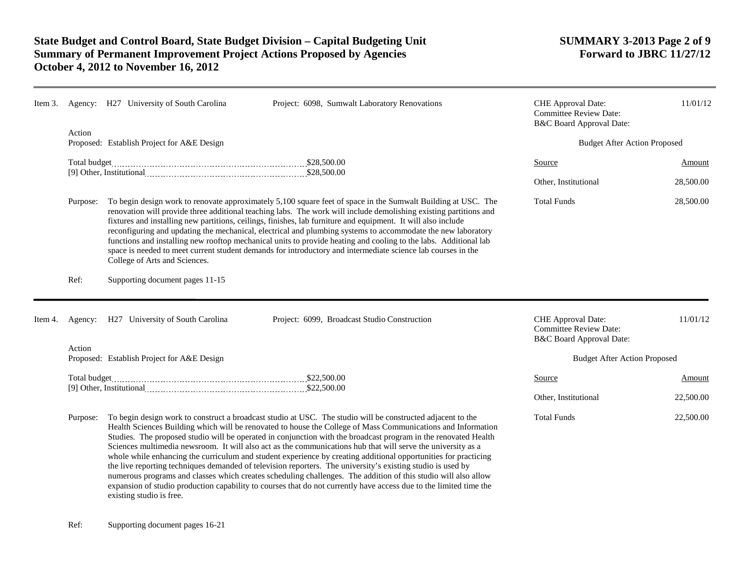**Item 3.** Agency: H27 University of South Carolina — Project: 6098, Sumwalt Laboratory Renovations

CHE Approval Date: 11/01/12
Committee Review Date:
B&C Board Approval Date:

Action Proposed: Establish Project for A&E Design

Total budget .......... $28,500.00
[9] Other, Institutional .......... $28,500.00

**Budget After Action Proposed**

| Source | Amount |
|---|---|
| Other, Institutional | 28,500.00 |
| Total Funds | 28,500.00 |

Purpose: To begin design work to renovate approximately 5,100 square feet of space in the Sumwalt Building at USC. The renovation will provide three additional teaching labs. The work will include demolishing existing partitions and fixtures and installing new partitions, ceilings, finishes, lab furniture and equipment. It will also include reconfiguring and updating the mechanical, electrical and plumbing systems to accommodate the new laboratory functions and installing new rooftop mechanical units to provide heating and cooling to the labs. Additional lab space is needed to meet current student demands for introductory and intermediate science lab courses in the College of Arts and Sciences.

Ref: Supporting document pages 11-15

---

**Item 4.** Agency: H27 University of South Carolina — Project: 6099, Broadcast Studio Construction

CHE Approval Date: 11/01/12
Committee Review Date:
B&C Board Approval Date:

Action Proposed: Establish Project for A&E Design

Total budget .......... $22,500.00
[9] Other, Institutional .......... $22,500.00

**Budget After Action Proposed**

| Source | Amount |
|---|---|
| Other, Institutional | 22,500.00 |
| Total Funds | 22,500.00 |

Purpose: To begin design work to construct a broadcast studio at USC. The studio will be constructed adjacent to the Health Sciences Building which will be renovated to house the College of Mass Communications and Information Studies. The proposed studio will be operated in conjunction with the broadcast program in the renovated Health Sciences multimedia newsroom. It will also act as the communications hub that will serve the university as a whole while enhancing the curriculum and student experience by creating additional opportunities for practicing the live reporting techniques demanded of television reporters. The university's existing studio is used by numerous programs and classes which creates scheduling challenges. The addition of this studio will also allow expansion of studio production capability to courses that do not currently have access due to the limited time the existing studio is free.

Ref: Supporting document pages 16-21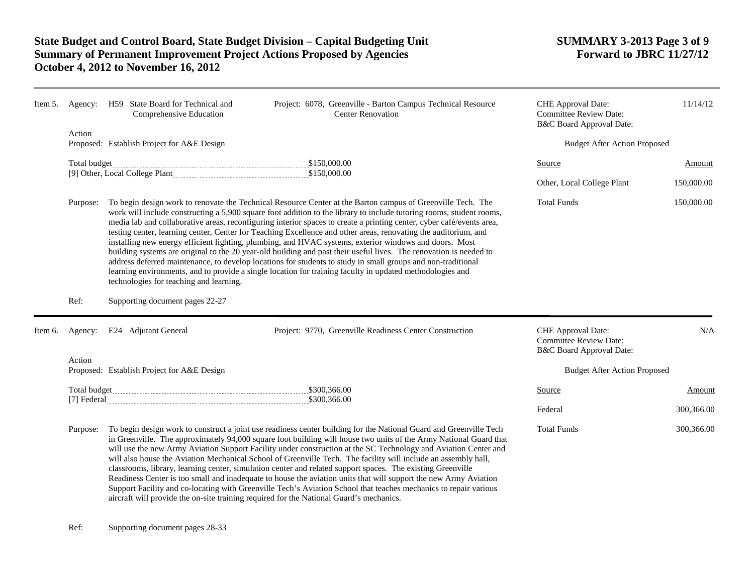# State Budget and Control Board, State Budget Division – Capital Budgeting Unit
## Summary of Permanent Improvement Project Actions Proposed by Agencies
## October 4, 2012 to November 16, 2012

**SUMMARY 3-2013 Page 3 of 9**
**Forward to JBRC 11/27/12**

---

**Item 5.** Agency: H59 State Board for Technical and Comprehensive Education

Project: 6078, Greenville - Barton Campus Technical Resource Center Renovation

CHE Approval Date: 11/14/12
Committee Review Date:
B&C Board Approval Date:

Action Proposed: Establish Project for A&E Design

Total budget ........ $150,000.00
[9] Other, Local College Plant ........ $150,000.00

**Budget After Action Proposed**

| Source | Amount |
|---|---|
| Other, Local College Plant | 150,000.00 |
| Total Funds | 150,000.00 |

Purpose: To begin design work to renovate the Technical Resource Center at the Barton campus of Greenville Tech. The work will include constructing a 5,900 square foot addition to the library to include tutoring rooms, student rooms, media lab and collaborative areas, reconfiguring interior spaces to create a printing center, cyber café/events area, testing center, learning center, Center for Teaching Excellence and other areas, renovating the auditorium, and installing new energy efficient lighting, plumbing, and HVAC systems, exterior windows and doors. Most building systems are original to the 20 year-old building and past their useful lives. The renovation is needed to address deferred maintenance, to develop locations for students to study in small groups and non-traditional learning environments, and to provide a single location for training faculty in updated methodologies and technologies for teaching and learning.

Ref: Supporting document pages 22-27

---

**Item 6.** Agency: E24 Adjutant General

Project: 9770, Greenville Readiness Center Construction

CHE Approval Date: N/A
Committee Review Date:
B&C Board Approval Date:

Action Proposed: Establish Project for A&E Design

Total budget ........ $300,366.00
[7] Federal ........ $300,366.00

**Budget After Action Proposed**

| Source | Amount |
|---|---|
| Federal | 300,366.00 |
| Total Funds | 300,366.00 |

Purpose: To begin design work to construct a joint use readiness center building for the National Guard and Greenville Tech in Greenville. The approximately 94,000 square foot building will house two units of the Army National Guard that will use the new Army Aviation Support Facility under construction at the SC Technology and Aviation Center and will also house the Aviation Mechanical School of Greenville Tech. The facility will include an assembly hall, classrooms, library, learning center, simulation center and related support spaces. The existing Greenville Readiness Center is too small and inadequate to house the aviation units that will support the new Army Aviation Support Facility and co-locating with Greenville Tech's Aviation School that teaches mechanics to repair various aircraft will provide the on-site training required for the National Guard's mechanics.

Ref: Supporting document pages 28-33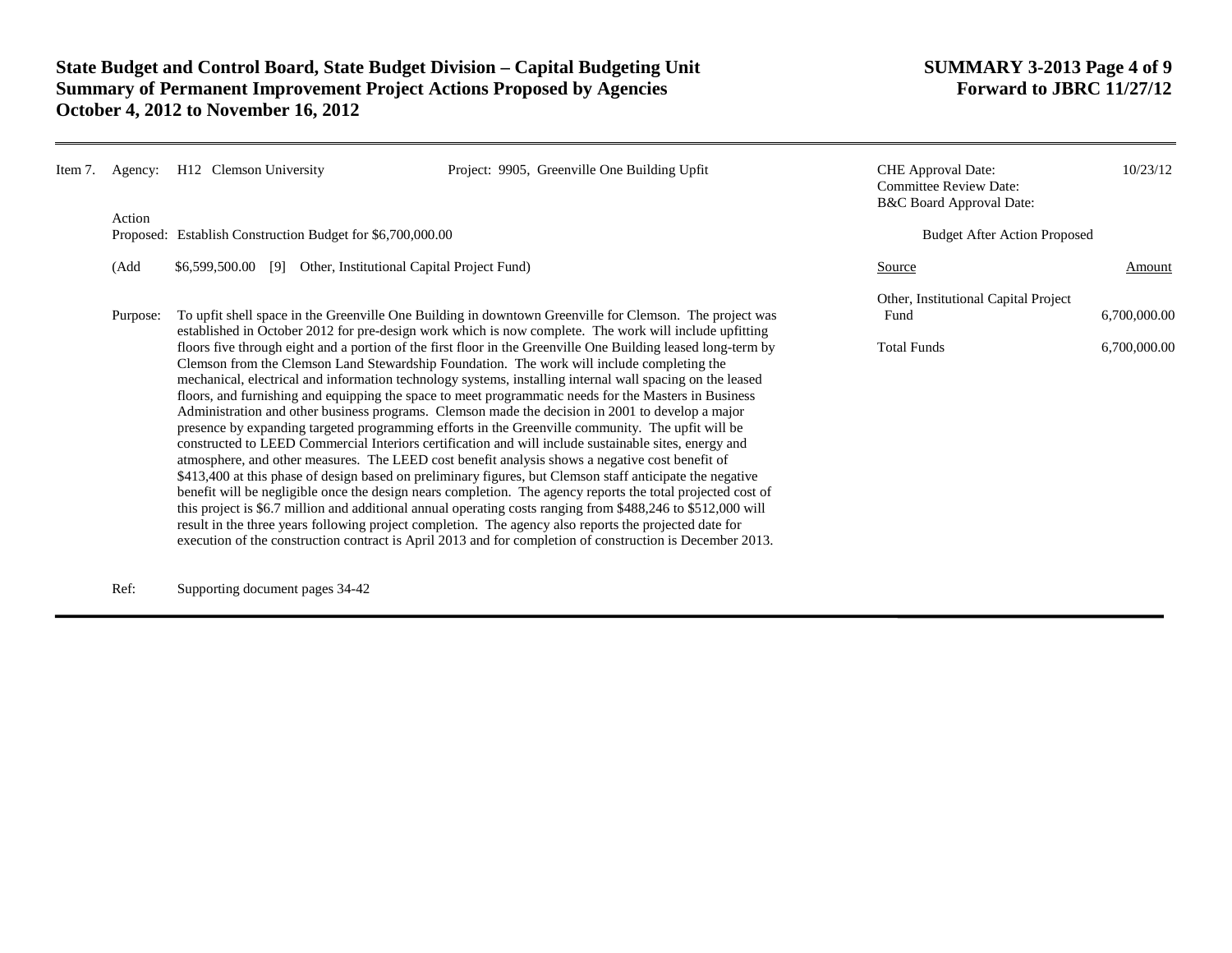Item 7. Agency: H12 Clemson University Project: 9905, Greenville One Building Upfit

| | |
|---|---|
| CHE Approval Date: | 10/23/12 |
| Committee Review Date: | |
| B&C Board Approval Date: | |

Action Proposed: Establish Construction Budget for $6,700,000.00

(Add $6,599,500.00 [9] Other, Institutional Capital Project Fund)

Budget After Action Proposed

| Source | Amount |
|---|---|
| Other, Institutional Capital Project Fund | 6,700,000.00 |
| Total Funds | 6,700,000.00 |

Purpose: To upfit shell space in the Greenville One Building in downtown Greenville for Clemson. The project was established in October 2012 for pre-design work which is now complete. The work will include upfitting floors five through eight and a portion of the first floor in the Greenville One Building leased long-term by Clemson from the Clemson Land Stewardship Foundation. The work will include completing the mechanical, electrical and information technology systems, installing internal wall spacing on the leased floors, and furnishing and equipping the space to meet programmatic needs for the Masters in Business Administration and other business programs. Clemson made the decision in 2001 to develop a major presence by expanding targeted programming efforts in the Greenville community. The upfit will be constructed to LEED Commercial Interiors certification and will include sustainable sites, energy and atmosphere, and other measures. The LEED cost benefit analysis shows a negative cost benefit of $413,400 at this phase of design based on preliminary figures, but Clemson staff anticipate the negative benefit will be negligible once the design nears completion. The agency reports the total projected cost of this project is $6.7 million and additional annual operating costs ranging from $488,246 to $512,000 will result in the three years following project completion. The agency also reports the projected date for execution of the construction contract is April 2013 and for completion of construction is December 2013.

Ref: Supporting document pages 34-42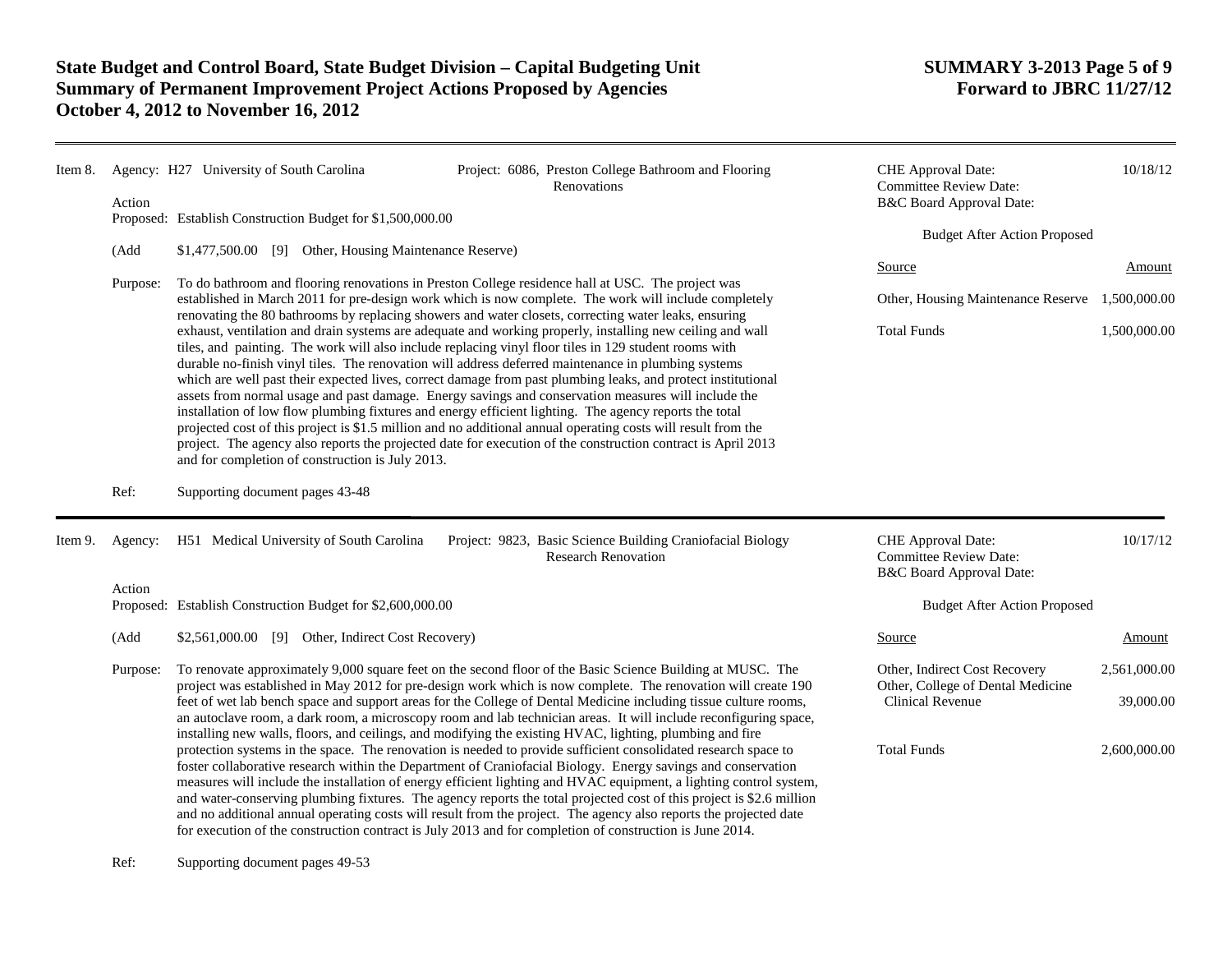**State Budget and Control Board, State Budget Division – Capital Budgeting Unit**
**Summary of Permanent Improvement Project Actions Proposed by Agencies**
**October 4, 2012 to November 16, 2012**

**SUMMARY 3-2013 Page 5 of 9**
**Forward to JBRC 11/27/12**

---

Item 8. Agency: H27 University of South Carolina Project: 6086, Preston College Bathroom and Flooring Renovations

| | |
|---|---|
| CHE Approval Date: | 10/18/12 |
| Committee Review Date: | |
| B&C Board Approval Date: | |

Action Proposed: Establish Construction Budget for $1,500,000.00

(Add $1,477,500.00 [9] Other, Housing Maintenance Reserve)

Budget After Action Proposed

| Source | Amount |
|---|---|
| Other, Housing Maintenance Reserve | 1,500,000.00 |
| Total Funds | 1,500,000.00 |

Purpose: To do bathroom and flooring renovations in Preston College residence hall at USC. The project was established in March 2011 for pre-design work which is now complete. The work will include completely renovating the 80 bathrooms by replacing showers and water closets, correcting water leaks, ensuring exhaust, ventilation and drain systems are adequate and working properly, installing new ceiling and wall tiles, and painting. The work will also include replacing vinyl floor tiles in 129 student rooms with durable no-finish vinyl tiles. The renovation will address deferred maintenance in plumbing systems which are well past their expected lives, correct damage from past plumbing leaks, and protect institutional assets from normal usage and past damage. Energy savings and conservation measures will include the installation of low flow plumbing fixtures and energy efficient lighting. The agency reports the total projected cost of this project is $1.5 million and no additional annual operating costs will result from the project. The agency also reports the projected date for execution of the construction contract is April 2013 and for completion of construction is July 2013.

Ref: Supporting document pages 43-48

---

Item 9. Agency: H51 Medical University of South Carolina Project: 9823, Basic Science Building Craniofacial Biology Research Renovation

| | |
|---|---|
| CHE Approval Date: | 10/17/12 |
| Committee Review Date: | |
| B&C Board Approval Date: | |

Action Proposed: Establish Construction Budget for $2,600,000.00

(Add $2,561,000.00 [9] Other, Indirect Cost Recovery)

Budget After Action Proposed

| Source | Amount |
|---|---|
| Other, Indirect Cost Recovery | 2,561,000.00 |
| Other, College of Dental Medicine Clinical Revenue | 39,000.00 |
| Total Funds | 2,600,000.00 |

Purpose: To renovate approximately 9,000 square feet on the second floor of the Basic Science Building at MUSC. The project was established in May 2012 for pre-design work which is now complete. The renovation will create 190 feet of wet lab bench space and support areas for the College of Dental Medicine including tissue culture rooms, an autoclave room, a dark room, a microscopy room and lab technician areas. It will include reconfiguring space, installing new walls, floors, and ceilings, and modifying the existing HVAC, lighting, plumbing and fire protection systems in the space. The renovation is needed to provide sufficient consolidated research space to foster collaborative research within the Department of Craniofacial Biology. Energy savings and conservation measures will include the installation of energy efficient lighting and HVAC equipment, a lighting control system, and water-conserving plumbing fixtures. The agency reports the total projected cost of this project is $2.6 million and no additional annual operating costs will result from the project. The agency also reports the projected date for execution of the construction contract is July 2013 and for completion of construction is June 2014.

Ref: Supporting document pages 49-53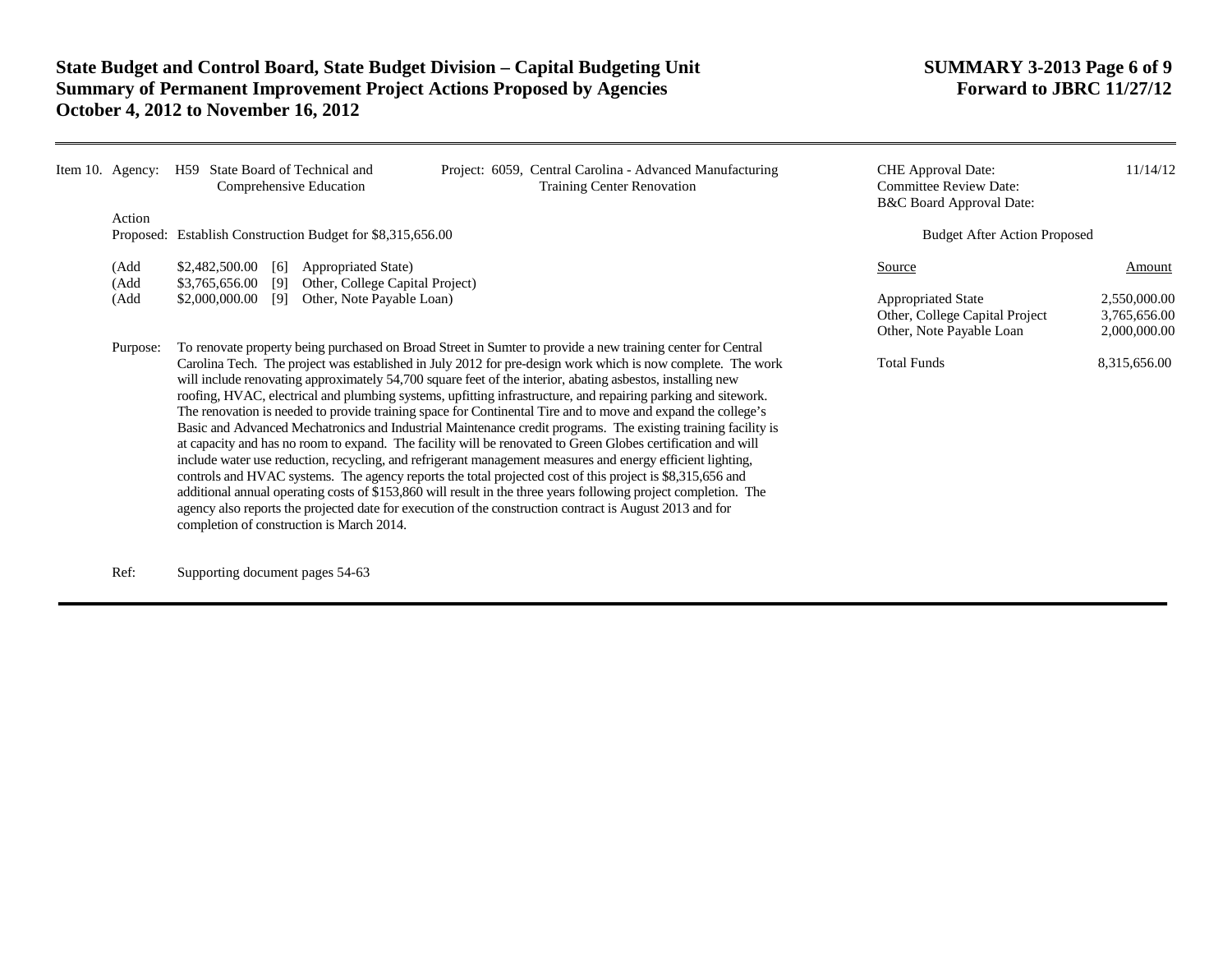Item 10. Agency: H59 State Board of Technical and Comprehensive Education

Project: 6059, Central Carolina - Advanced Manufacturing Training Center Renovation

CHE Approval Date: 11/14/12
Committee Review Date:
B&C Board Approval Date:

Action Proposed: Establish Construction Budget for $8,315,656.00

(Add $2,482,500.00 [6] Appropriated State)
(Add $3,765,656.00 [9] Other, College Capital Project)
(Add $2,000,000.00 [9] Other, Note Payable Loan)

Budget After Action Proposed

| Source | Amount |
| --- | --- |
| Appropriated State | 2,550,000.00 |
| Other, College Capital Project | 3,765,656.00 |
| Other, Note Payable Loan | 2,000,000.00 |
| Total Funds | 8,315,656.00 |

Purpose: To renovate property being purchased on Broad Street in Sumter to provide a new training center for Central Carolina Tech. The project was established in July 2012 for pre-design work which is now complete. The work will include renovating approximately 54,700 square feet of the interior, abating asbestos, installing new roofing, HVAC, electrical and plumbing systems, upfitting infrastructure, and repairing parking and sitework. The renovation is needed to provide training space for Continental Tire and to move and expand the college's Basic and Advanced Mechatronics and Industrial Maintenance credit programs. The existing training facility is at capacity and has no room to expand. The facility will be renovated to Green Globes certification and will include water use reduction, recycling, and refrigerant management measures and energy efficient lighting, controls and HVAC systems. The agency reports the total projected cost of this project is $8,315,656 and additional annual operating costs of $153,860 will result in the three years following project completion. The agency also reports the projected date for execution of the construction contract is August 2013 and for completion of construction is March 2014.

Ref: Supporting document pages 54-63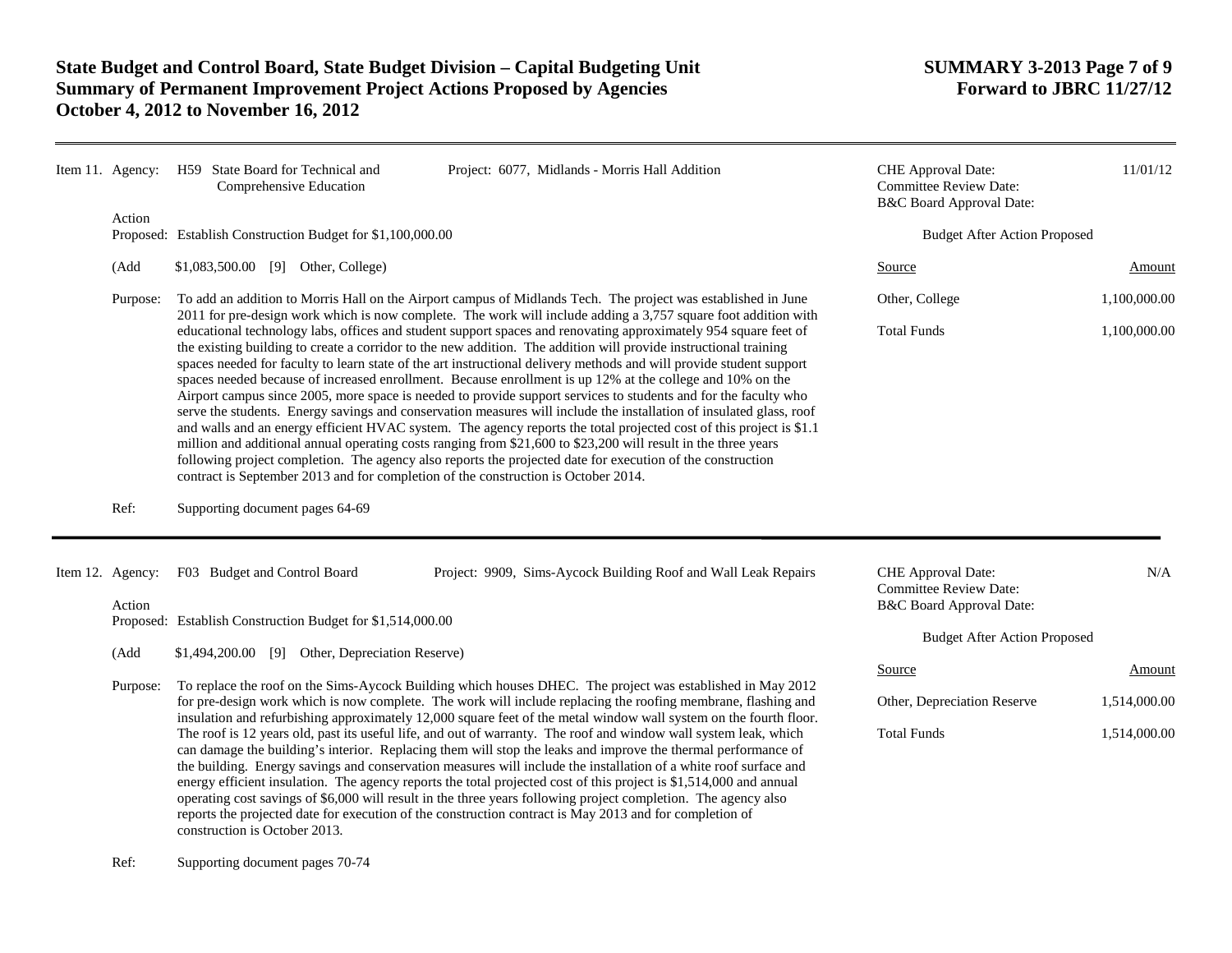Item 11. Agency: H59 State Board for Technical and Comprehensive Education

Project: 6077, Midlands - Morris Hall Addition

CHE Approval Date: 11/01/12
Committee Review Date:
B&C Board Approval Date:

Action Proposed: Establish Construction Budget for $1,100,000.00

(Add $1,083,500.00 [9] Other, College)

Purpose: To add an addition to Morris Hall on the Airport campus of Midlands Tech. The project was established in June 2011 for pre-design work which is now complete. The work will include adding a 3,757 square foot addition with educational technology labs, offices and student support spaces and renovating approximately 954 square feet of the existing building to create a corridor to the new addition. The addition will provide instructional training spaces needed for faculty to learn state of the art instructional delivery methods and will provide student support spaces needed because of increased enrollment. Because enrollment is up 12% at the college and 10% on the Airport campus since 2005, more space is needed to provide support services to students and for the faculty who serve the students. Energy savings and conservation measures will include the installation of insulated glass, roof and walls and an energy efficient HVAC system. The agency reports the total projected cost of this project is $1.1 million and additional annual operating costs ranging from $21,600 to $23,200 will result in the three years following project completion. The agency also reports the projected date for execution of the construction contract is September 2013 and for completion of the construction is October 2014.

Ref: Supporting document pages 64-69

Budget After Action Proposed

| Source | Amount |
|---|---|
| Other, College | 1,100,000.00 |
| Total Funds | 1,100,000.00 |

---

Item 12. Agency: F03 Budget and Control Board

Project: 9909, Sims-Aycock Building Roof and Wall Leak Repairs

CHE Approval Date: N/A
Committee Review Date:
B&C Board Approval Date:

Action Proposed: Establish Construction Budget for $1,514,000.00

(Add $1,494,200.00 [9] Other, Depreciation Reserve)

Purpose: To replace the roof on the Sims-Aycock Building which houses DHEC. The project was established in May 2012 for pre-design work which is now complete. The work will include replacing the roofing membrane, flashing and insulation and refurbishing approximately 12,000 square feet of the metal window wall system on the fourth floor. The roof is 12 years old, past its useful life, and out of warranty. The roof and window wall system leak, which can damage the building's interior. Replacing them will stop the leaks and improve the thermal performance of the building. Energy savings and conservation measures will include the installation of a white roof surface and energy efficient insulation. The agency reports the total projected cost of this project is $1,514,000 and annual operating cost savings of $6,000 will result in the three years following project completion. The agency also reports the projected date for execution of the construction contract is May 2013 and for completion of construction is October 2013.

Ref: Supporting document pages 70-74

Budget After Action Proposed

| Source | Amount |
|---|---|
| Other, Depreciation Reserve | 1,514,000.00 |
| Total Funds | 1,514,000.00 |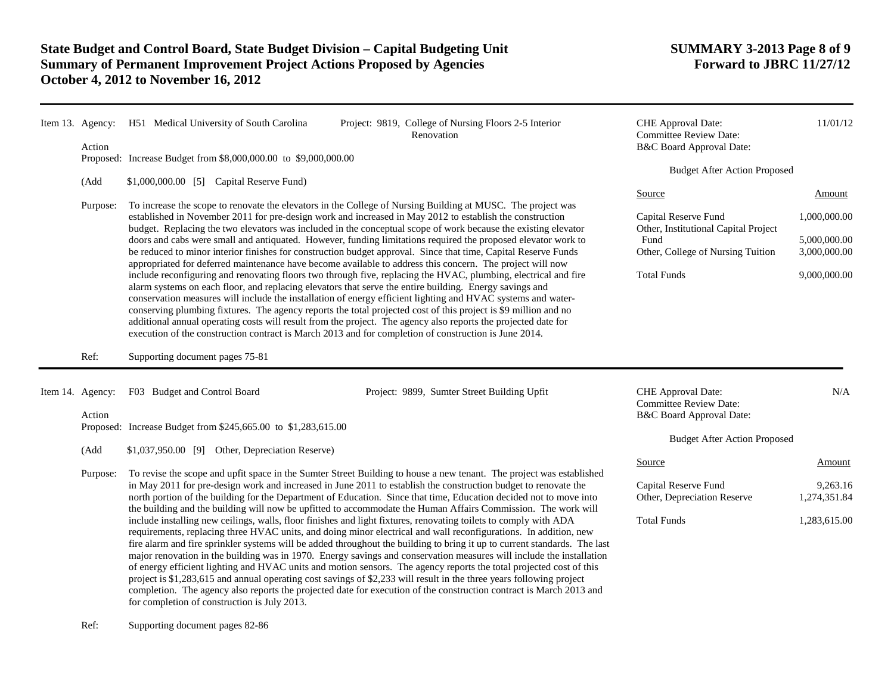# State Budget and Control Board, State Budget Division – Capital Budgeting Unit
# Summary of Permanent Improvement Project Actions Proposed by Agencies
# October 4, 2012 to November 16, 2012

**SUMMARY 3-2013 Page 8 of 9**
**Forward to JBRC 11/27/12**

---

**Item 13. Agency:** H51 Medical University of South Carolina

**Project:** 9819, College of Nursing Floors 2-5 Interior Renovation

| | |
|---|---|
| CHE Approval Date: | 11/01/12 |
| Committee Review Date: | |
| B&C Board Approval Date: | |

**Action Proposed:** Increase Budget from $8,000,000.00 to $9,000,000.00

(Add $1,000,000.00 [5] Capital Reserve Fund)

**Purpose:** To increase the scope to renovate the elevators in the College of Nursing Building at MUSC. The project was established in November 2011 for pre-design work and increased in May 2012 to establish the construction budget. Replacing the two elevators was included in the conceptual scope of work because the existing elevator doors and cabs were small and antiquated. However, funding limitations required the proposed elevator work to be reduced to minor interior finishes for construction budget approval. Since that time, Capital Reserve Funds appropriated for deferred maintenance have become available to address this concern. The project will now include reconfiguring and renovating floors two through five, replacing the HVAC, plumbing, electrical and fire alarm systems on each floor, and replacing elevators that serve the entire building. Energy savings and conservation measures will include the installation of energy efficient lighting and HVAC systems and water-conserving plumbing fixtures. The agency reports the total projected cost of this project is $9 million and no additional annual operating costs will result from the project. The agency also reports the projected date for execution of the construction contract is March 2013 and for completion of construction is June 2014.

**Ref:** Supporting document pages 75-81

Budget After Action Proposed

| Source | Amount |
|---|---|
| Capital Reserve Fund | 1,000,000.00 |
| Other, Institutional Capital Project Fund | 5,000,000.00 |
| Other, College of Nursing Tuition | 3,000,000.00 |
| Total Funds | 9,000,000.00 |

---

**Item 14. Agency:** F03 Budget and Control Board

**Project:** 9899, Sumter Street Building Upfit

| | |
|---|---|
| CHE Approval Date: | N/A |
| Committee Review Date: | |
| B&C Board Approval Date: | |

**Action Proposed:** Increase Budget from $245,665.00 to $1,283,615.00

(Add $1,037,950.00 [9] Other, Depreciation Reserve)

**Purpose:** To revise the scope and upfit space in the Sumter Street Building to house a new tenant. The project was established in May 2011 for pre-design work and increased in June 2011 to establish the construction budget to renovate the north portion of the building for the Department of Education. Since that time, Education decided not to move into the building and the building will now be upfitted to accommodate the Human Affairs Commission. The work will include installing new ceilings, walls, floor finishes and light fixtures, renovating toilets to comply with ADA requirements, replacing three HVAC units, and doing minor electrical and wall reconfigurations. In addition, new fire alarm and fire sprinkler systems will be added throughout the building to bring it up to current standards. The last major renovation in the building was in 1970. Energy savings and conservation measures will include the installation of energy efficient lighting and HVAC units and motion sensors. The agency reports the total projected cost of this project is $1,283,615 and annual operating cost savings of $2,233 will result in the three years following project completion. The agency also reports the projected date for execution of the construction contract is March 2013 and for completion of construction is July 2013.

**Ref:** Supporting document pages 82-86

Budget After Action Proposed

| Source | Amount |
|---|---|
| Capital Reserve Fund | 9,263.16 |
| Other, Depreciation Reserve | 1,274,351.84 |
| Total Funds | 1,283,615.00 |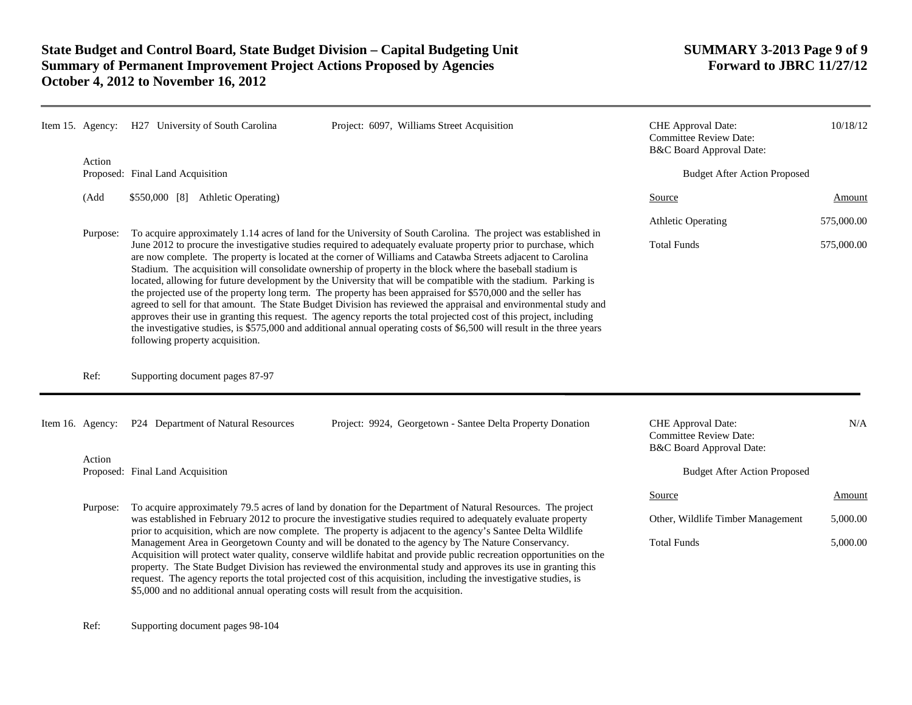Item 15. Agency: H27 University of South Carolina

Project: 6097, Williams Street Acquisition

| | |
|---|---|
| CHE Approval Date: | 10/18/12 |
| Committee Review Date: | |
| B&C Board Approval Date: | |

Action Proposed: Final Land Acquisition

(Add $550,000 [8] Athletic Operating)

Budget After Action Proposed

| Source | Amount |
|---|---|
| Athletic Operating | 575,000.00 |
| Total Funds | 575,000.00 |

Purpose: To acquire approximately 1.14 acres of land for the University of South Carolina. The project was established in June 2012 to procure the investigative studies required to adequately evaluate property prior to purchase, which are now complete. The property is located at the corner of Williams and Catawba Streets adjacent to Carolina Stadium. The acquisition will consolidate ownership of property in the block where the baseball stadium is located, allowing for future development by the University that will be compatible with the stadium. Parking is the projected use of the property long term. The property has been appraised for $570,000 and the seller has agreed to sell for that amount. The State Budget Division has reviewed the appraisal and environmental study and approves their use in granting this request. The agency reports the total projected cost of this project, including the investigative studies, is $575,000 and additional annual operating costs of $6,500 will result in the three years following property acquisition.

Ref: Supporting document pages 87-97

---

Item 16. Agency: P24 Department of Natural Resources

Project: 9924, Georgetown - Santee Delta Property Donation

| | |
|---|---|
| CHE Approval Date: | N/A |
| Committee Review Date: | |
| B&C Board Approval Date: | |

Action Proposed: Final Land Acquisition

Budget After Action Proposed

| Source | Amount |
|---|---|
| Other, Wildlife Timber Management | 5,000.00 |
| Total Funds | 5,000.00 |

Purpose: To acquire approximately 79.5 acres of land by donation for the Department of Natural Resources. The project was established in February 2012 to procure the investigative studies required to adequately evaluate property prior to acquisition, which are now complete. The property is adjacent to the agency's Santee Delta Wildlife Management Area in Georgetown County and will be donated to the agency by The Nature Conservancy. Acquisition will protect water quality, conserve wildlife habitat and provide public recreation opportunities on the property. The State Budget Division has reviewed the environmental study and approves its use in granting this request. The agency reports the total projected cost of this acquisition, including the investigative studies, is $5,000 and no additional annual operating costs will result from the acquisition.

Ref: Supporting document pages 98-104